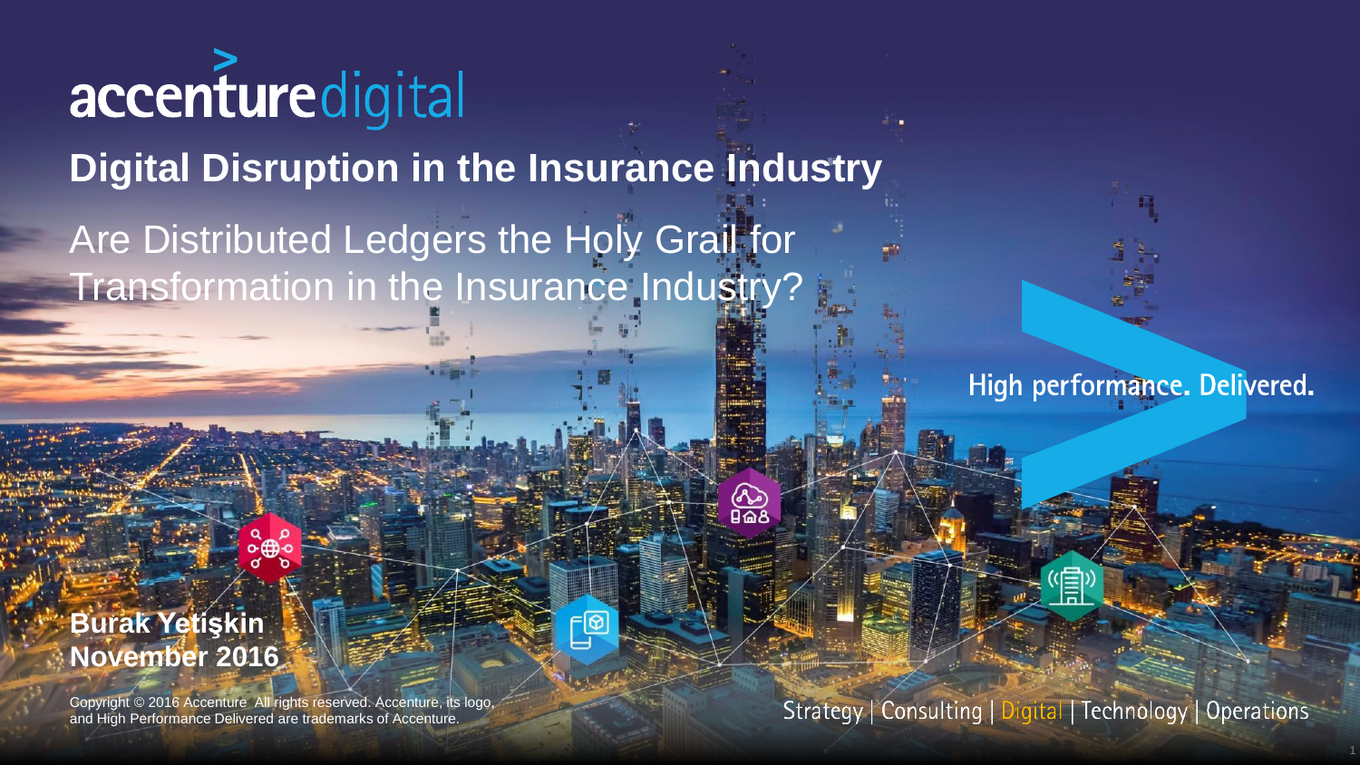accenture digital

# Digital Disruption in the Insurance Industry

## Are Distributed Ledgers the Holy Grail for Transformation in the Insurance Industry?

High performance. Delivered.

**Burak Yetişkin**
**November 2016**

Copyright © 2016 Accenture All rights reserved. Accenture, its logo, and High Performance Delivered are trademarks of Accenture.

Strategy | Consulting | Digital | Technology | Operations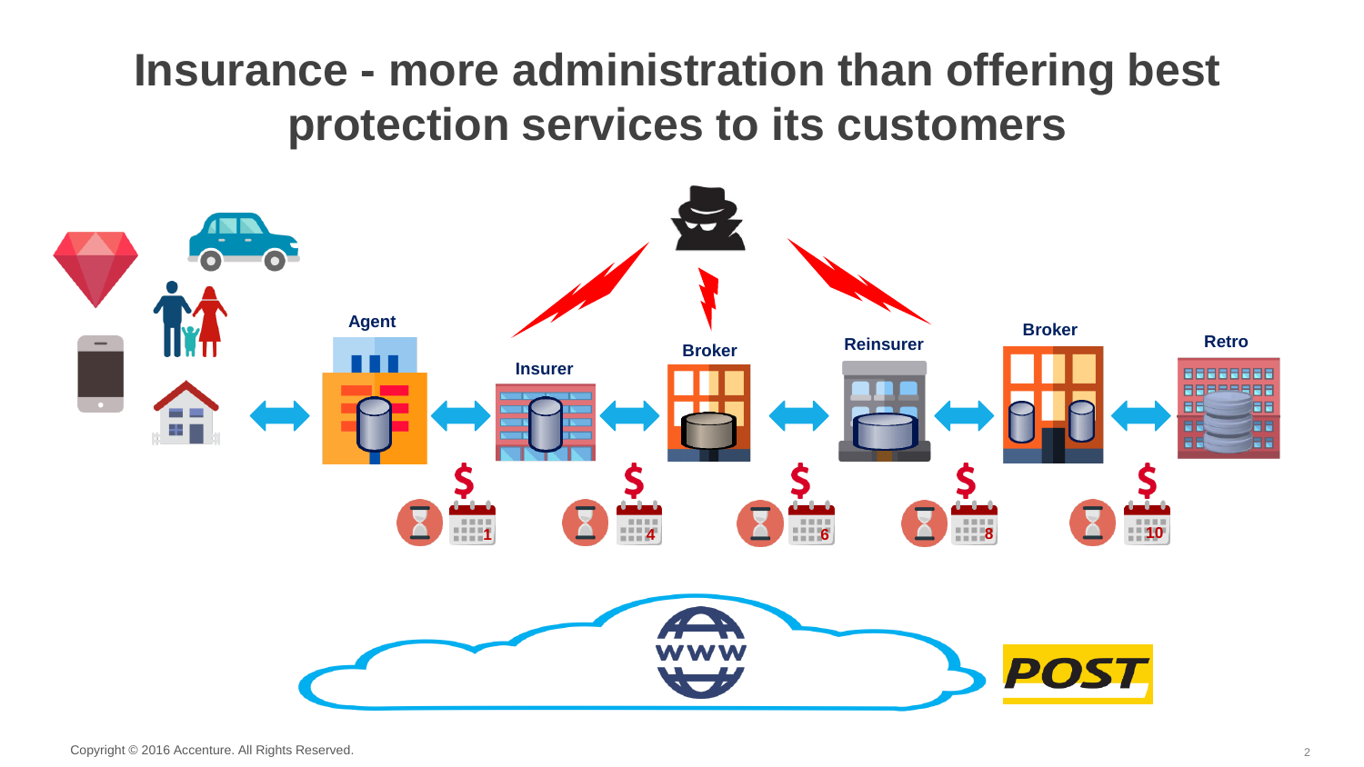# Insurance - more administration than offering best protection services to its customers

Agent

Insurer

Broker

Reinsurer

Broker

Retro

1

4

6

8

10

WWW

POST

Copyright © 2016 Accenture. All Rights Reserved.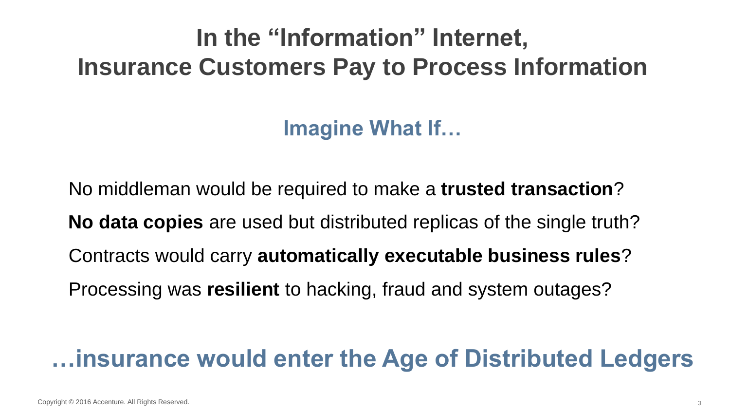# In the "Information" Internet, Insurance Customers Pay to Process Information

## Imagine What If…

No middleman would be required to make a **trusted transaction**?

**No data copies** are used but distributed replicas of the single truth?

Contracts would carry **automatically executable business rules**?

Processing was **resilient** to hacking, fraud and system outages?

## …insurance would enter the Age of Distributed Ledgers

Copyright © 2016 Accenture. All Rights Reserved.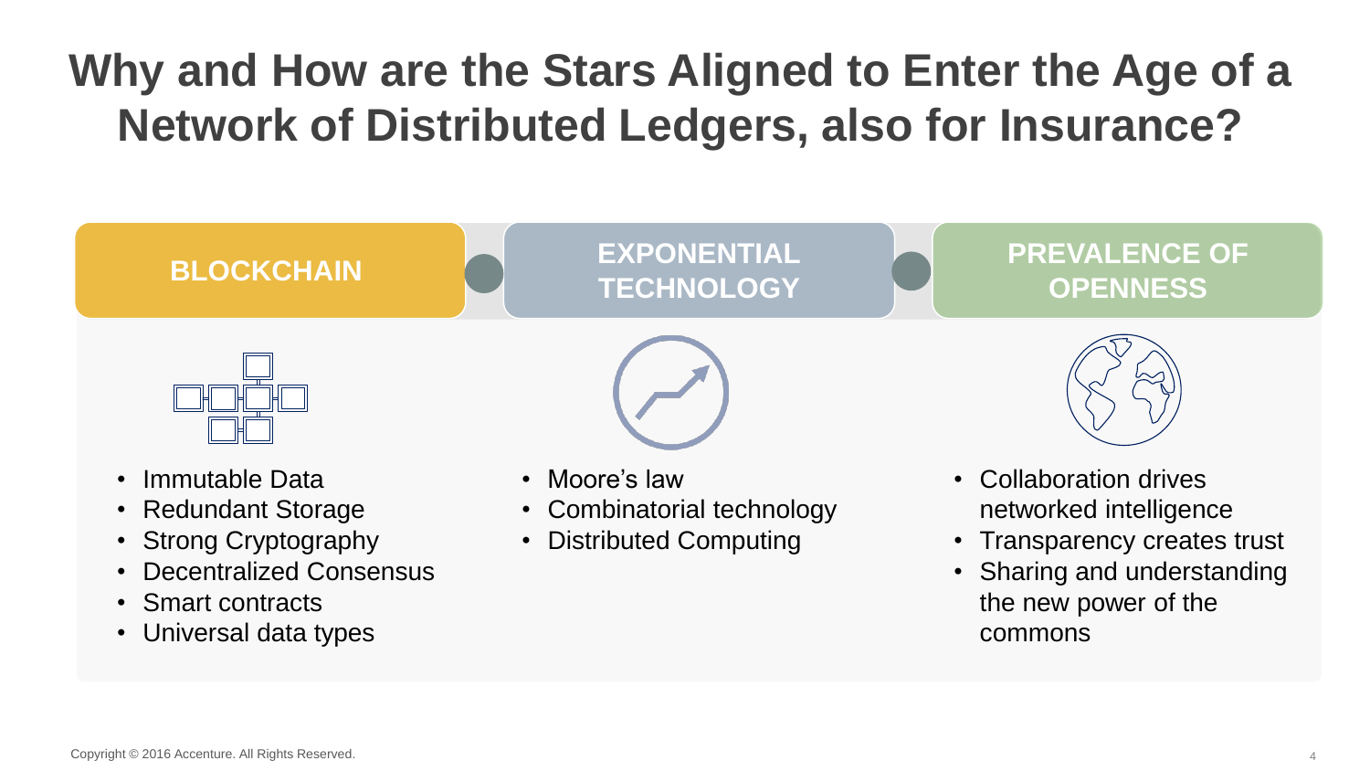# Why and How are the Stars Aligned to Enter the Age of a Network of Distributed Ledgers, also for Insurance?

## BLOCKCHAIN

- Immutable Data
- Redundant Storage
- Strong Cryptography
- Decentralized Consensus
- Smart contracts
- Universal data types

## EXPONENTIAL TECHNOLOGY

- Moore's law
- Combinatorial technology
- Distributed Computing

## PREVALENCE OF OPENNESS

- Collaboration drives networked intelligence
- Transparency creates trust
- Sharing and understanding the new power of the commons

Copyright © 2016 Accenture. All Rights Reserved.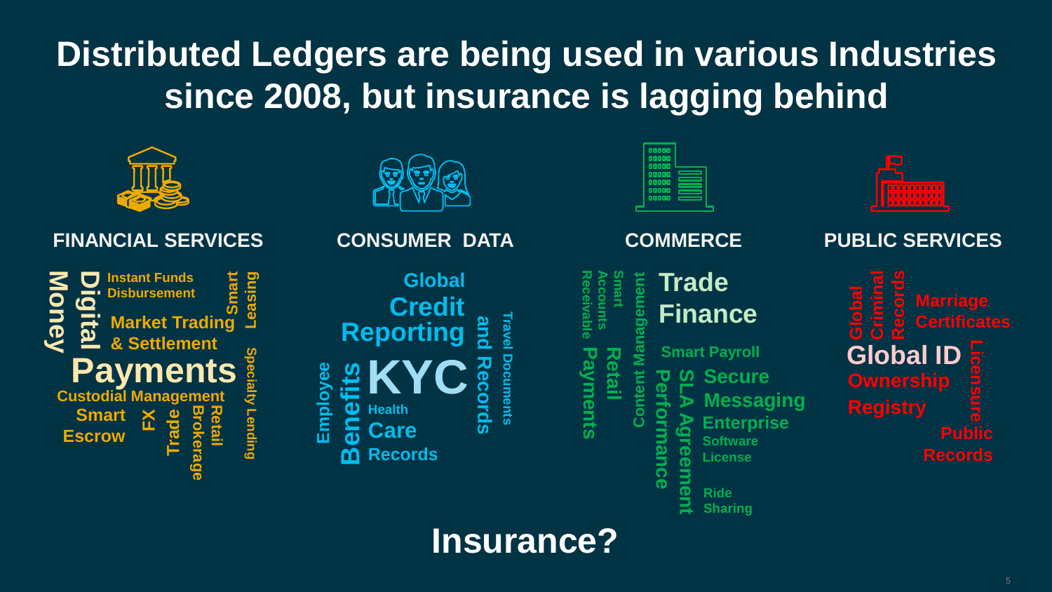# Distributed Ledgers are being used in various Industries since 2008, but insurance is lagging behind

## FINANCIAL SERVICES

Money
Digital
Instant Funds Disbursement
Smart Leasing
Market Trading & Settlement
Payments
Specialty Lending
Custodial Management
Smart Escrow
FX
Trade
Brokerage
Retail

## CONSUMER DATA

Global Credit Reporting
KYC
and Records
Travel Documents
Employee Benefits
Health Care Records

## COMMERCE

Receivable
Accounts
Smart
Content Management
Payments
Retail
Trade Finance
Smart Payroll
Performance
SLA Agreement
Secure Messaging
Enterprise Software License
Ride Sharing

## PUBLIC SERVICES

Global Criminal Records
Marriage Certificates
Global ID
Licensure
Ownership Registry
Public Records

**Insurance?**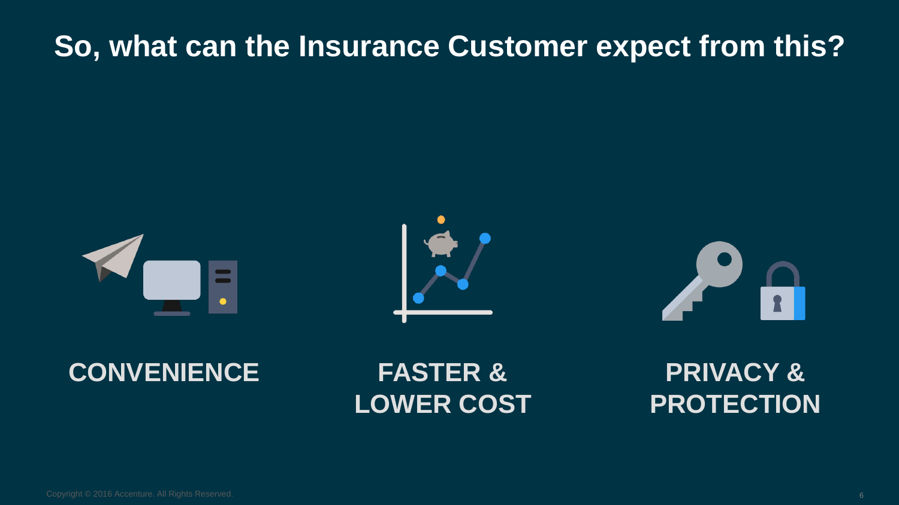# So, what can the Insurance Customer expect from this?

**CONVENIENCE**

**FASTER & LOWER COST**

**PRIVACY & PROTECTION**

Copyright © 2016 Accenture. All Rights Reserved.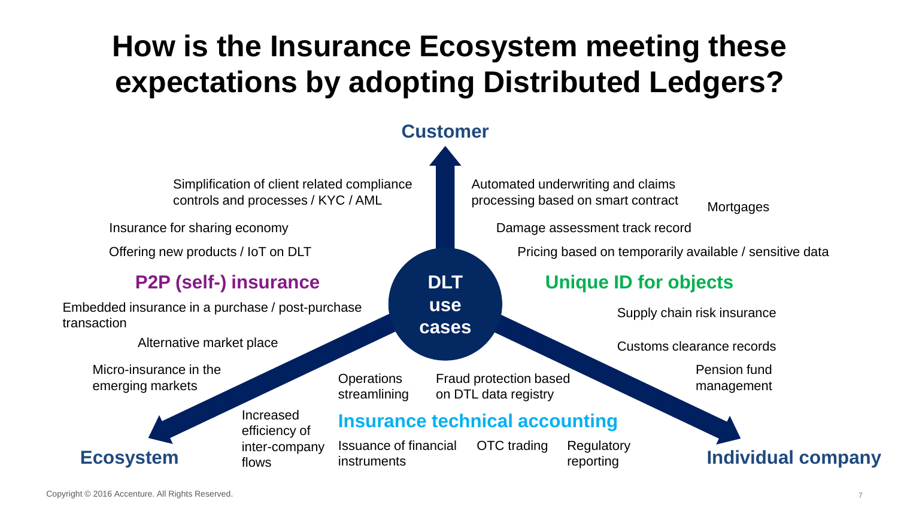# How is the Insurance Ecosystem meeting these expectations by adopting Distributed Ledgers?

**DLT use cases**

**Customer**

**Ecosystem**

**Individual company**

## P2P (self-) insurance

- Simplification of client related compliance controls and processes / KYC / AML
- Insurance for sharing economy
- Offering new products / IoT on DLT
- Embedded insurance in a purchase / post-purchase transaction
- Alternative market place
- Micro-insurance in the emerging markets

## Unique ID for objects

- Automated underwriting and claims processing based on smart contract
- Mortgages
- Damage assessment track record
- Pricing based on temporarily available / sensitive data
- Supply chain risk insurance
- Customs clearance records
- Pension fund management

## Insurance technical accounting

- Operations streamlining
- Fraud protection based on DTL data registry
- Increased efficiency of inter-company flows
- Issuance of financial instruments
- OTC trading
- Regulatory reporting

Copyright © 2016 Accenture. All Rights Reserved.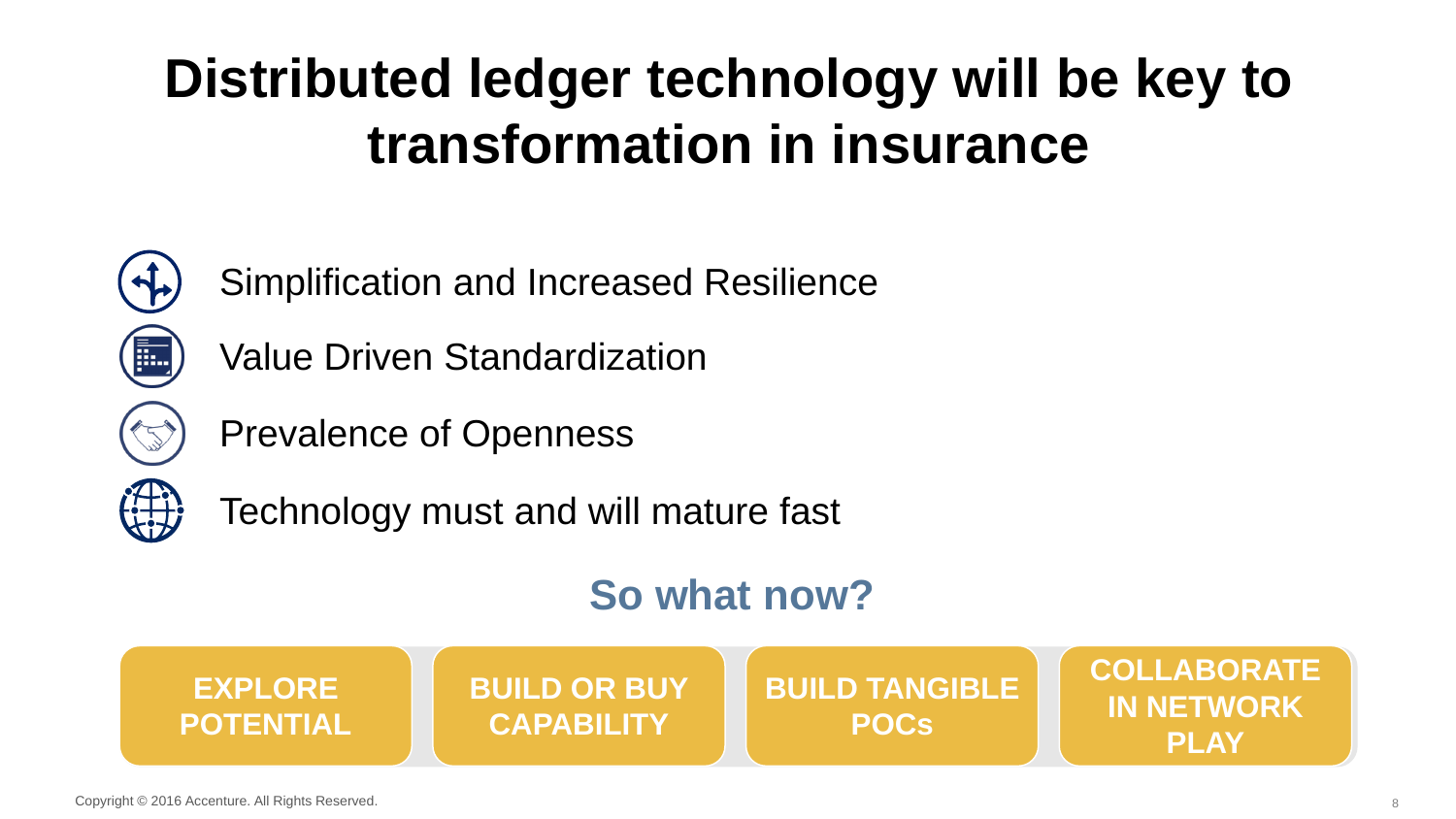# Distributed ledger technology will be key to transformation in insurance

- Simplification and Increased Resilience
- Value Driven Standardization
- Prevalence of Openness
- Technology must and will mature fast

## So what now?

EXPLORE POTENTIAL

BUILD OR BUY CAPABILITY

BUILD TANGIBLE POCs

COLLABORATE IN NETWORK PLAY

Copyright © 2016 Accenture. All Rights Reserved.